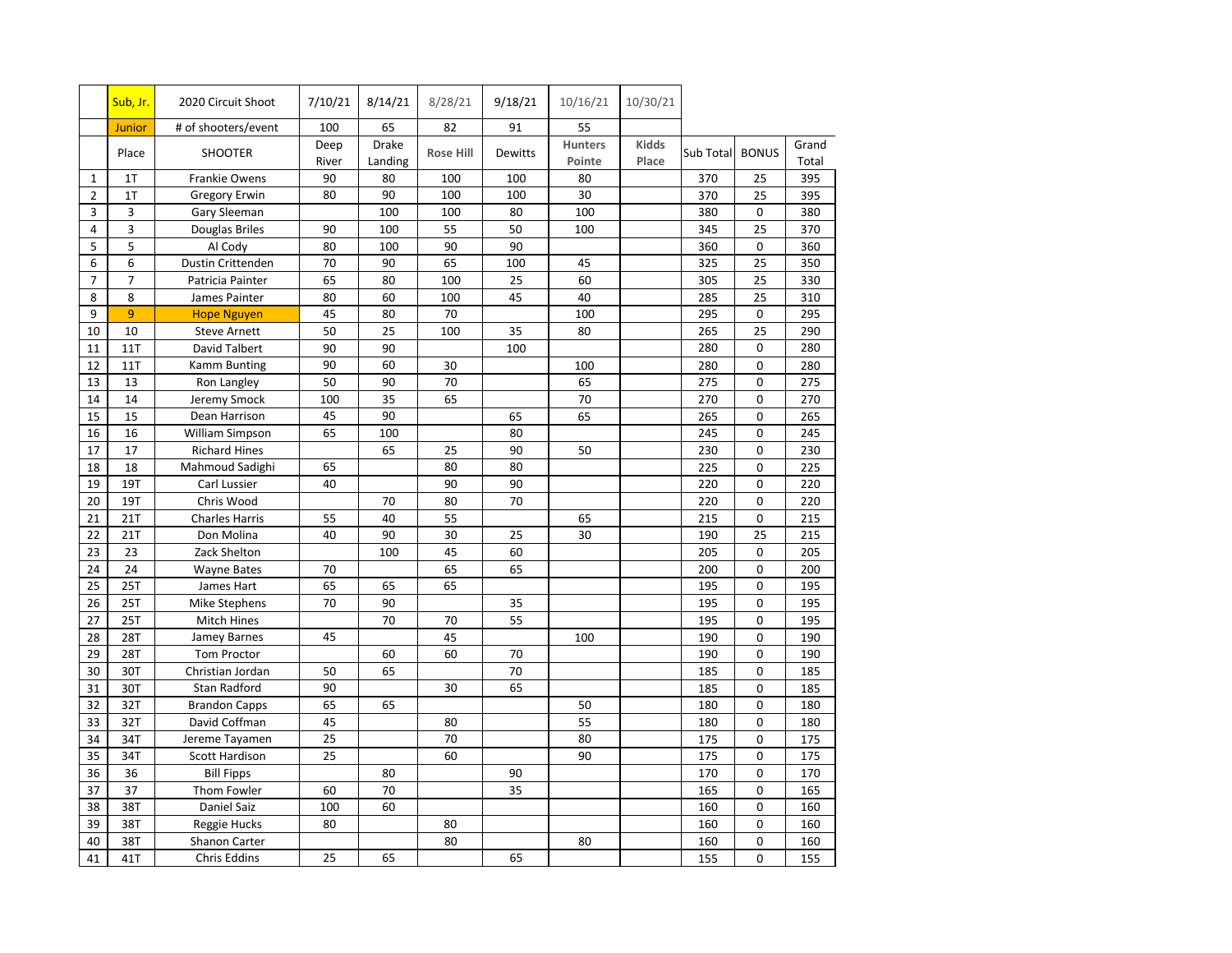| | Sub, Jr. | 2020 Circuit Shoot | 7/10/21 | 8/14/21 | 8/28/21 | 9/18/21 | 10/16/21 | 10/30/21 | | | |
|---|---|---|---|---|---|---|---|---|---|---|---|
| | Junior | # of shooters/event | 100 | 65 | 82 | 91 | 55 | | | | |
| | Place | SHOOTER | Deep River | Drake Landing | Rose Hill | Dewitts | Hunters Pointe | Kidds Place | Sub Total | BONUS | Grand Total |
| 1 | 1T | Frankie Owens | 90 | 80 | 100 | 100 | 80 | | 370 | 25 | 395 |
| 2 | 1T | Gregory Erwin | 80 | 90 | 100 | 100 | 30 | | 370 | 25 | 395 |
| 3 | 3 | Gary Sleeman | | 100 | 100 | 80 | 100 | | 380 | 0 | 380 |
| 4 | 3 | Douglas Briles | 90 | 100 | 55 | 50 | 100 | | 345 | 25 | 370 |
| 5 | 5 | Al Cody | 80 | 100 | 90 | 90 | | | 360 | 0 | 360 |
| 6 | 6 | Dustin Crittenden | 70 | 90 | 65 | 100 | 45 | | 325 | 25 | 350 |
| 7 | 7 | Patricia Painter | 65 | 80 | 100 | 25 | 60 | | 305 | 25 | 330 |
| 8 | 8 | James Painter | 80 | 60 | 100 | 45 | 40 | | 285 | 25 | 310 |
| 9 | 9 | Hope Nguyen | 45 | 80 | 70 | | 100 | | 295 | 0 | 295 |
| 10 | 10 | Steve Arnett | 50 | 25 | 100 | 35 | 80 | | 265 | 25 | 290 |
| 11 | 11T | David Talbert | 90 | 90 | | 100 | | | 280 | 0 | 280 |
| 12 | 11T | Kamm Bunting | 90 | 60 | 30 | | 100 | | 280 | 0 | 280 |
| 13 | 13 | Ron Langley | 50 | 90 | 70 | | 65 | | 275 | 0 | 275 |
| 14 | 14 | Jeremy Smock | 100 | 35 | 65 | | 70 | | 270 | 0 | 270 |
| 15 | 15 | Dean Harrison | 45 | 90 | | 65 | 65 | | 265 | 0 | 265 |
| 16 | 16 | William Simpson | 65 | 100 | | 80 | | | 245 | 0 | 245 |
| 17 | 17 | Richard Hines | | 65 | 25 | 90 | 50 | | 230 | 0 | 230 |
| 18 | 18 | Mahmoud Sadighi | 65 | | 80 | 80 | | | 225 | 0 | 225 |
| 19 | 19T | Carl Lussier | 40 | | 90 | 90 | | | 220 | 0 | 220 |
| 20 | 19T | Chris Wood | | 70 | 80 | 70 | | | 220 | 0 | 220 |
| 21 | 21T | Charles Harris | 55 | 40 | 55 | | 65 | | 215 | 0 | 215 |
| 22 | 21T | Don Molina | 40 | 90 | 30 | 25 | 30 | | 190 | 25 | 215 |
| 23 | 23 | Zack Shelton | | 100 | 45 | 60 | | | 205 | 0 | 205 |
| 24 | 24 | Wayne Bates | 70 | | 65 | 65 | | | 200 | 0 | 200 |
| 25 | 25T | James Hart | 65 | 65 | 65 | | | | 195 | 0 | 195 |
| 26 | 25T | Mike Stephens | 70 | 90 | | 35 | | | 195 | 0 | 195 |
| 27 | 25T | Mitch Hines | | 70 | 70 | 55 | | | 195 | 0 | 195 |
| 28 | 28T | Jamey Barnes | 45 | | 45 | | 100 | | 190 | 0 | 190 |
| 29 | 28T | Tom Proctor | | 60 | 60 | 70 | | | 190 | 0 | 190 |
| 30 | 30T | Christian Jordan | 50 | 65 | | 70 | | | 185 | 0 | 185 |
| 31 | 30T | Stan Radford | 90 | | 30 | 65 | | | 185 | 0 | 185 |
| 32 | 32T | Brandon Capps | 65 | 65 | | | 50 | | 180 | 0 | 180 |
| 33 | 32T | David Coffman | 45 | | 80 | | 55 | | 180 | 0 | 180 |
| 34 | 34T | Jereme Tayamen | 25 | | 70 | | 80 | | 175 | 0 | 175 |
| 35 | 34T | Scott Hardison | 25 | | 60 | | 90 | | 175 | 0 | 175 |
| 36 | 36 | Bill Fipps | | 80 | | 90 | | | 170 | 0 | 170 |
| 37 | 37 | Thom Fowler | 60 | 70 | | 35 | | | 165 | 0 | 165 |
| 38 | 38T | Daniel Saiz | 100 | 60 | | | | | 160 | 0 | 160 |
| 39 | 38T | Reggie Hucks | 80 | | 80 | | | | 160 | 0 | 160 |
| 40 | 38T | Shanon Carter | | | 80 | | 80 | | 160 | 0 | 160 |
| 41 | 41T | Chris Eddins | 25 | 65 | | 65 | | | 155 | 0 | 155 |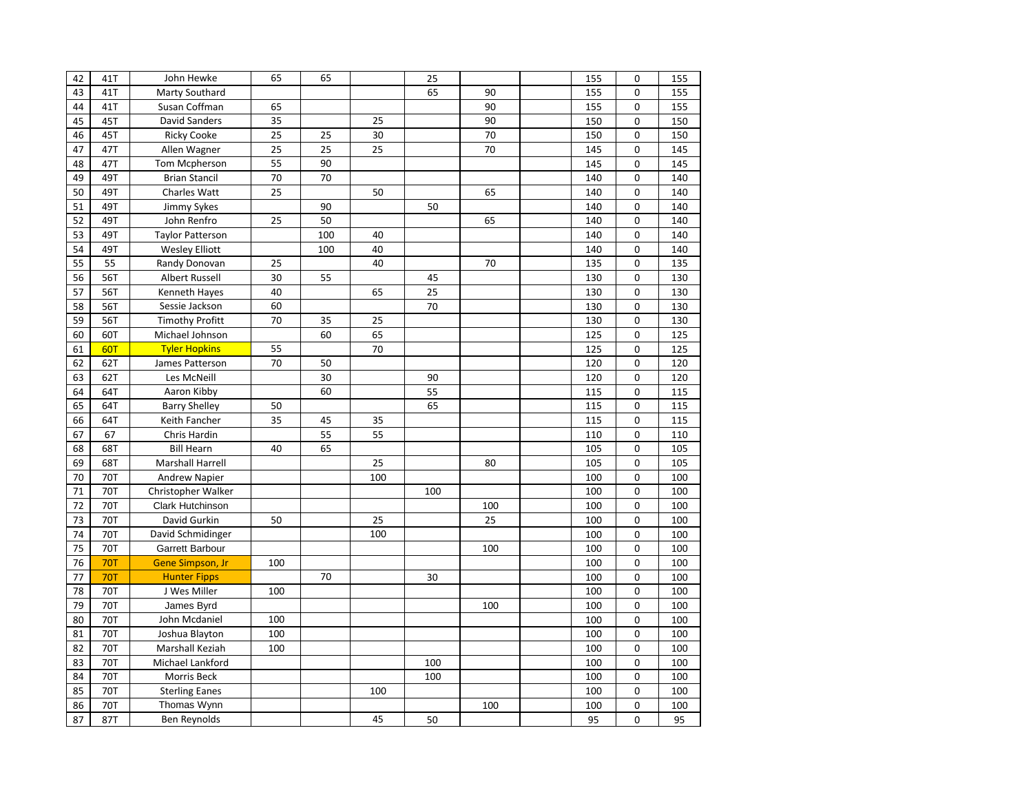| 42 | 41T | John Hewke | 65 | 65 | | 25 | | | 155 | 0 | 155 |
|---|---|---|---|---|---|---|---|---|---|---|---|
| 43 | 41T | Marty Southard | | | | 65 | 90 | | 155 | 0 | 155 |
| 44 | 41T | Susan Coffman | 65 | | | | 90 | | 155 | 0 | 155 |
| 45 | 45T | David Sanders | 35 | | 25 | | 90 | | 150 | 0 | 150 |
| 46 | 45T | Ricky Cooke | 25 | 25 | 30 | | 70 | | 150 | 0 | 150 |
| 47 | 47T | Allen Wagner | 25 | 25 | 25 | | 70 | | 145 | 0 | 145 |
| 48 | 47T | Tom Mcpherson | 55 | 90 | | | | | 145 | 0 | 145 |
| 49 | 49T | Brian Stancil | 70 | 70 | | | | | 140 | 0 | 140 |
| 50 | 49T | Charles Watt | 25 | | 50 | | 65 | | 140 | 0 | 140 |
| 51 | 49T | Jimmy Sykes | | 90 | | 50 | | | 140 | 0 | 140 |
| 52 | 49T | John Renfro | 25 | 50 | | | 65 | | 140 | 0 | 140 |
| 53 | 49T | Taylor Patterson | | 100 | 40 | | | | 140 | 0 | 140 |
| 54 | 49T | Wesley Elliott | | 100 | 40 | | | | 140 | 0 | 140 |
| 55 | 55 | Randy Donovan | 25 | | 40 | | 70 | | 135 | 0 | 135 |
| 56 | 56T | Albert Russell | 30 | 55 | | 45 | | | 130 | 0 | 130 |
| 57 | 56T | Kenneth Hayes | 40 | | 65 | 25 | | | 130 | 0 | 130 |
| 58 | 56T | Sessie Jackson | 60 | | | 70 | | | 130 | 0 | 130 |
| 59 | 56T | Timothy Profitt | 70 | 35 | 25 | | | | 130 | 0 | 130 |
| 60 | 60T | Michael Johnson | | 60 | 65 | | | | 125 | 0 | 125 |
| 61 | 60T | Tyler Hopkins | 55 | | 70 | | | | 125 | 0 | 125 |
| 62 | 62T | James Patterson | 70 | 50 | | | | | 120 | 0 | 120 |
| 63 | 62T | Les McNeill | | 30 | | 90 | | | 120 | 0 | 120 |
| 64 | 64T | Aaron Kibby | | 60 | | 55 | | | 115 | 0 | 115 |
| 65 | 64T | Barry Shelley | 50 | | | 65 | | | 115 | 0 | 115 |
| 66 | 64T | Keith Fancher | 35 | 45 | 35 | | | | 115 | 0 | 115 |
| 67 | 67 | Chris Hardin | | 55 | 55 | | | | 110 | 0 | 110 |
| 68 | 68T | Bill Hearn | 40 | 65 | | | | | 105 | 0 | 105 |
| 69 | 68T | Marshall Harrell | | | 25 | | 80 | | 105 | 0 | 105 |
| 70 | 70T | Andrew Napier | | | 100 | | | | 100 | 0 | 100 |
| 71 | 70T | Christopher Walker | | | | 100 | | | 100 | 0 | 100 |
| 72 | 70T | Clark Hutchinson | | | | | 100 | | 100 | 0 | 100 |
| 73 | 70T | David Gurkin | 50 | | 25 | | 25 | | 100 | 0 | 100 |
| 74 | 70T | David Schmidinger | | | 100 | | | | 100 | 0 | 100 |
| 75 | 70T | Garrett Barbour | | | | | 100 | | 100 | 0 | 100 |
| 76 | 70T | Gene Simpson, Jr | 100 | | | | | | 100 | 0 | 100 |
| 77 | 70T | Hunter Fipps | | 70 | | 30 | | | 100 | 0 | 100 |
| 78 | 70T | J Wes Miller | 100 | | | | | | 100 | 0 | 100 |
| 79 | 70T | James Byrd | | | | | 100 | | 100 | 0 | 100 |
| 80 | 70T | John Mcdaniel | 100 | | | | | | 100 | 0 | 100 |
| 81 | 70T | Joshua Blayton | 100 | | | | | | 100 | 0 | 100 |
| 82 | 70T | Marshall Keziah | 100 | | | | | | 100 | 0 | 100 |
| 83 | 70T | Michael Lankford | | | | 100 | | | 100 | 0 | 100 |
| 84 | 70T | Morris Beck | | | | 100 | | | 100 | 0 | 100 |
| 85 | 70T | Sterling Eanes | | | 100 | | | | 100 | 0 | 100 |
| 86 | 70T | Thomas Wynn | | | | | 100 | | 100 | 0 | 100 |
| 87 | 87T | Ben Reynolds | | | 45 | 50 | | | 95 | 0 | 95 |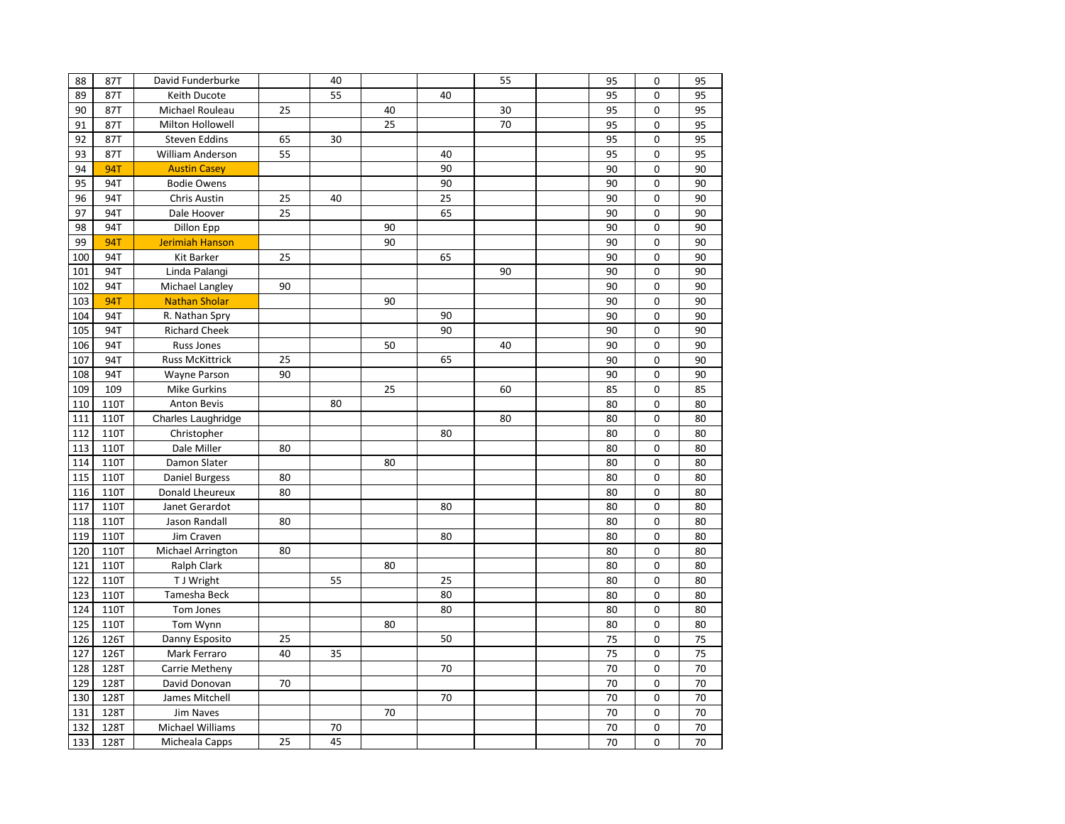| | | | | | | | | | | | |
|---|---|---|---|---|---|---|---|---|---|---|---|
| 88 | 87T | David Funderburke | | 40 | | | 55 | | 95 | 0 | 95 |
| 89 | 87T | Keith Ducote | | 55 | | 40 | | | 95 | 0 | 95 |
| 90 | 87T | Michael Rouleau | 25 | | 40 | | 30 | | 95 | 0 | 95 |
| 91 | 87T | Milton Hollowell | | | 25 | | 70 | | 95 | 0 | 95 |
| 92 | 87T | Steven Eddins | 65 | 30 | | | | | 95 | 0 | 95 |
| 93 | 87T | William Anderson | 55 | | | 40 | | | 95 | 0 | 95 |
| 94 | 94T | Austin Casey | | | | 90 | | | 90 | 0 | 90 |
| 95 | 94T | Bodie Owens | | | | 90 | | | 90 | 0 | 90 |
| 96 | 94T | Chris Austin | 25 | 40 | | 25 | | | 90 | 0 | 90 |
| 97 | 94T | Dale Hoover | 25 | | | 65 | | | 90 | 0 | 90 |
| 98 | 94T | Dillon Epp | | | 90 | | | | 90 | 0 | 90 |
| 99 | 94T | Jerimiah Hanson | | | 90 | | | | 90 | 0 | 90 |
| 100 | 94T | Kit Barker | 25 | | | 65 | | | 90 | 0 | 90 |
| 101 | 94T | Linda Palangi | | | | | 90 | | 90 | 0 | 90 |
| 102 | 94T | Michael Langley | 90 | | | | | | 90 | 0 | 90 |
| 103 | 94T | Nathan Sholar | | | 90 | | | | 90 | 0 | 90 |
| 104 | 94T | R. Nathan Spry | | | | 90 | | | 90 | 0 | 90 |
| 105 | 94T | Richard Cheek | | | | 90 | | | 90 | 0 | 90 |
| 106 | 94T | Russ Jones | | | 50 | | 40 | | 90 | 0 | 90 |
| 107 | 94T | Russ McKittrick | 25 | | | 65 | | | 90 | 0 | 90 |
| 108 | 94T | Wayne Parson | 90 | | | | | | 90 | 0 | 90 |
| 109 | 109 | Mike Gurkins | | | 25 | | 60 | | 85 | 0 | 85 |
| 110 | 110T | Anton Bevis | | 80 | | | | | 80 | 0 | 80 |
| 111 | 110T | Charles Laughridge | | | | | 80 | | 80 | 0 | 80 |
| 112 | 110T | Christopher | | | | 80 | | | 80 | 0 | 80 |
| 113 | 110T | Dale Miller | 80 | | | | | | 80 | 0 | 80 |
| 114 | 110T | Damon Slater | | | 80 | | | | 80 | 0 | 80 |
| 115 | 110T | Daniel Burgess | 80 | | | | | | 80 | 0 | 80 |
| 116 | 110T | Donald Lheureux | 80 | | | | | | 80 | 0 | 80 |
| 117 | 110T | Janet Gerardot | | | | 80 | | | 80 | 0 | 80 |
| 118 | 110T | Jason Randall | 80 | | | | | | 80 | 0 | 80 |
| 119 | 110T | Jim Craven | | | | 80 | | | 80 | 0 | 80 |
| 120 | 110T | Michael Arrington | 80 | | | | | | 80 | 0 | 80 |
| 121 | 110T | Ralph Clark | | | 80 | | | | 80 | 0 | 80 |
| 122 | 110T | T J Wright | | 55 | | 25 | | | 80 | 0 | 80 |
| 123 | 110T | Tamesha Beck | | | | 80 | | | 80 | 0 | 80 |
| 124 | 110T | Tom Jones | | | | 80 | | | 80 | 0 | 80 |
| 125 | 110T | Tom Wynn | | | 80 | | | | 80 | 0 | 80 |
| 126 | 126T | Danny Esposito | 25 | | | 50 | | | 75 | 0 | 75 |
| 127 | 126T | Mark Ferraro | 40 | 35 | | | | | 75 | 0 | 75 |
| 128 | 128T | Carrie Metheny | | | | 70 | | | 70 | 0 | 70 |
| 129 | 128T | David Donovan | 70 | | | | | | 70 | 0 | 70 |
| 130 | 128T | James Mitchell | | | | 70 | | | 70 | 0 | 70 |
| 131 | 128T | Jim Naves | | | 70 | | | | 70 | 0 | 70 |
| 132 | 128T | Michael Williams | | 70 | | | | | 70 | 0 | 70 |
| 133 | 128T | Micheala Capps | 25 | 45 | | | | | 70 | 0 | 70 |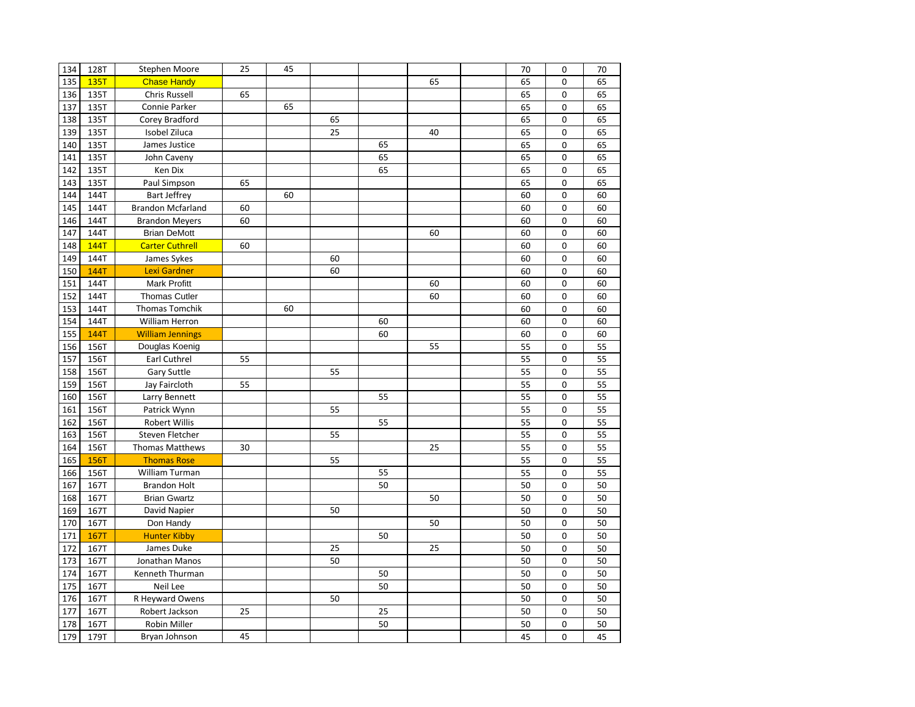| | | | | | | | | | | | |
|---|---|---|---|---|---|---|---|---|---|---|---|
| 134 | 128T | Stephen Moore | 25 | 45 | | | | | 70 | 0 | 70 |
| 135 | 135T | Chase Handy | | | | | 65 | | 65 | 0 | 65 |
| 136 | 135T | Chris Russell | 65 | | | | | | 65 | 0 | 65 |
| 137 | 135T | Connie Parker | | 65 | | | | | 65 | 0 | 65 |
| 138 | 135T | Corey Bradford | | | 65 | | | | 65 | 0 | 65 |
| 139 | 135T | Isobel Ziluca | | | 25 | | 40 | | 65 | 0 | 65 |
| 140 | 135T | James Justice | | | | 65 | | | 65 | 0 | 65 |
| 141 | 135T | John Caveny | | | | 65 | | | 65 | 0 | 65 |
| 142 | 135T | Ken Dix | | | | 65 | | | 65 | 0 | 65 |
| 143 | 135T | Paul Simpson | 65 | | | | | | 65 | 0 | 65 |
| 144 | 144T | Bart Jeffrey | | 60 | | | | | 60 | 0 | 60 |
| 145 | 144T | Brandon Mcfarland | 60 | | | | | | 60 | 0 | 60 |
| 146 | 144T | Brandon Meyers | 60 | | | | | | 60 | 0 | 60 |
| 147 | 144T | Brian DeMott | | | | | 60 | | 60 | 0 | 60 |
| 148 | 144T | Carter Cuthrell | 60 | | | | | | 60 | 0 | 60 |
| 149 | 144T | James Sykes | | | 60 | | | | 60 | 0 | 60 |
| 150 | 144T | Lexi Gardner | | | 60 | | | | 60 | 0 | 60 |
| 151 | 144T | Mark Profitt | | | | | 60 | | 60 | 0 | 60 |
| 152 | 144T | Thomas Cutler | | | | | 60 | | 60 | 0 | 60 |
| 153 | 144T | Thomas Tomchik | | 60 | | | | | 60 | 0 | 60 |
| 154 | 144T | William Herron | | | | 60 | | | 60 | 0 | 60 |
| 155 | 144T | William Jennings | | | | 60 | | | 60 | 0 | 60 |
| 156 | 156T | Douglas Koenig | | | | | 55 | | 55 | 0 | 55 |
| 157 | 156T | Earl Cuthrel | 55 | | | | | | 55 | 0 | 55 |
| 158 | 156T | Gary Suttle | | | 55 | | | | 55 | 0 | 55 |
| 159 | 156T | Jay Faircloth | 55 | | | | | | 55 | 0 | 55 |
| 160 | 156T | Larry Bennett | | | | 55 | | | 55 | 0 | 55 |
| 161 | 156T | Patrick Wynn | | | 55 | | | | 55 | 0 | 55 |
| 162 | 156T | Robert Willis | | | | 55 | | | 55 | 0 | 55 |
| 163 | 156T | Steven Fletcher | | | 55 | | | | 55 | 0 | 55 |
| 164 | 156T | Thomas Matthews | 30 | | | | 25 | | 55 | 0 | 55 |
| 165 | 156T | Thomas Rose | | | 55 | | | | 55 | 0 | 55 |
| 166 | 156T | William Turman | | | | 55 | | | 55 | 0 | 55 |
| 167 | 167T | Brandon Holt | | | | 50 | | | 50 | 0 | 50 |
| 168 | 167T | Brian Gwartz | | | | | 50 | | 50 | 0 | 50 |
| 169 | 167T | David Napier | | | 50 | | | | 50 | 0 | 50 |
| 170 | 167T | Don Handy | | | | | 50 | | 50 | 0 | 50 |
| 171 | 167T | Hunter Kibby | | | | 50 | | | 50 | 0 | 50 |
| 172 | 167T | James Duke | | | 25 | | 25 | | 50 | 0 | 50 |
| 173 | 167T | Jonathan Manos | | | 50 | | | | 50 | 0 | 50 |
| 174 | 167T | Kenneth Thurman | | | | 50 | | | 50 | 0 | 50 |
| 175 | 167T | Neil Lee | | | | 50 | | | 50 | 0 | 50 |
| 176 | 167T | R Heyward Owens | | | 50 | | | | 50 | 0 | 50 |
| 177 | 167T | Robert Jackson | 25 | | | 25 | | | 50 | 0 | 50 |
| 178 | 167T | Robin Miller | | | | 50 | | | 50 | 0 | 50 |
| 179 | 179T | Bryan Johnson | 45 | | | | | | 45 | 0 | 45 |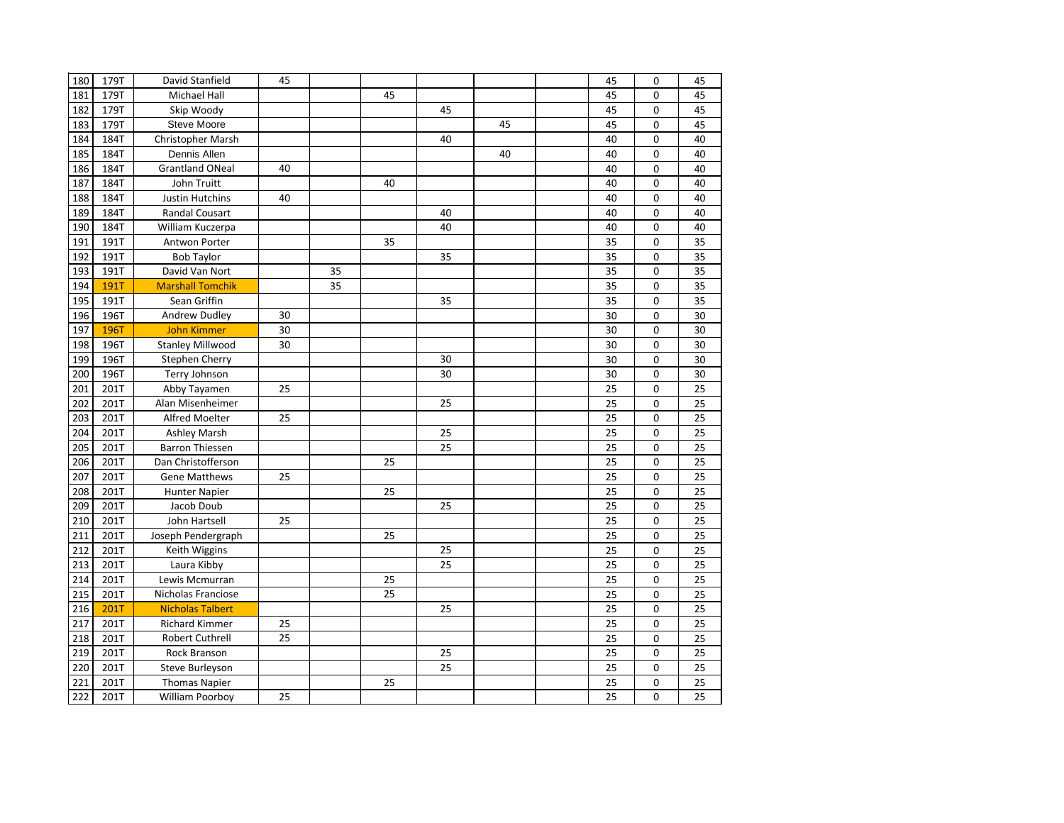| | | | | | | | | | | | |
|---|---|---|---|---|---|---|---|---|---|---|---|
| 180 | 179T | David Stanfield | 45 | | | | | | 45 | 0 | 45 |
| 181 | 179T | Michael Hall | | | 45 | | | | 45 | 0 | 45 |
| 182 | 179T | Skip Woody | | | | 45 | | | 45 | 0 | 45 |
| 183 | 179T | Steve Moore | | | | | 45 | | 45 | 0 | 45 |
| 184 | 184T | Christopher Marsh | | | | 40 | | | 40 | 0 | 40 |
| 185 | 184T | Dennis Allen | | | | | 40 | | 40 | 0 | 40 |
| 186 | 184T | Grantland ONeal | 40 | | | | | | 40 | 0 | 40 |
| 187 | 184T | John Truitt | | | 40 | | | | 40 | 0 | 40 |
| 188 | 184T | Justin Hutchins | 40 | | | | | | 40 | 0 | 40 |
| 189 | 184T | Randal Cousart | | | | 40 | | | 40 | 0 | 40 |
| 190 | 184T | William Kuczerpa | | | | 40 | | | 40 | 0 | 40 |
| 191 | 191T | Antwon Porter | | | 35 | | | | 35 | 0 | 35 |
| 192 | 191T | Bob Taylor | | | | 35 | | | 35 | 0 | 35 |
| 193 | 191T | David Van Nort | | 35 | | | | | 35 | 0 | 35 |
| 194 | 191T | Marshall Tomchik | | 35 | | | | | 35 | 0 | 35 |
| 195 | 191T | Sean Griffin | | | | 35 | | | 35 | 0 | 35 |
| 196 | 196T | Andrew Dudley | 30 | | | | | | 30 | 0 | 30 |
| 197 | 196T | John Kimmer | 30 | | | | | | 30 | 0 | 30 |
| 198 | 196T | Stanley Millwood | 30 | | | | | | 30 | 0 | 30 |
| 199 | 196T | Stephen Cherry | | | | 30 | | | 30 | 0 | 30 |
| 200 | 196T | Terry Johnson | | | | 30 | | | 30 | 0 | 30 |
| 201 | 201T | Abby Tayamen | 25 | | | | | | 25 | 0 | 25 |
| 202 | 201T | Alan Misenheimer | | | | 25 | | | 25 | 0 | 25 |
| 203 | 201T | Alfred Moelter | 25 | | | | | | 25 | 0 | 25 |
| 204 | 201T | Ashley Marsh | | | | 25 | | | 25 | 0 | 25 |
| 205 | 201T | Barron Thiessen | | | | 25 | | | 25 | 0 | 25 |
| 206 | 201T | Dan Christofferson | | | 25 | | | | 25 | 0 | 25 |
| 207 | 201T | Gene Matthews | 25 | | | | | | 25 | 0 | 25 |
| 208 | 201T | Hunter Napier | | | 25 | | | | 25 | 0 | 25 |
| 209 | 201T | Jacob Doub | | | | 25 | | | 25 | 0 | 25 |
| 210 | 201T | John Hartsell | 25 | | | | | | 25 | 0 | 25 |
| 211 | 201T | Joseph Pendergraph | | | 25 | | | | 25 | 0 | 25 |
| 212 | 201T | Keith Wiggins | | | | 25 | | | 25 | 0 | 25 |
| 213 | 201T | Laura Kibby | | | | 25 | | | 25 | 0 | 25 |
| 214 | 201T | Lewis Mcmurran | | | 25 | | | | 25 | 0 | 25 |
| 215 | 201T | Nicholas Franciose | | | 25 | | | | 25 | 0 | 25 |
| 216 | 201T | Nicholas Talbert | | | | 25 | | | 25 | 0 | 25 |
| 217 | 201T | Richard Kimmer | 25 | | | | | | 25 | 0 | 25 |
| 218 | 201T | Robert Cuthrell | 25 | | | | | | 25 | 0 | 25 |
| 219 | 201T | Rock Branson | | | | 25 | | | 25 | 0 | 25 |
| 220 | 201T | Steve Burleyson | | | | 25 | | | 25 | 0 | 25 |
| 221 | 201T | Thomas Napier | | | 25 | | | | 25 | 0 | 25 |
| 222 | 201T | William Poorboy | 25 | | | | | | 25 | 0 | 25 |